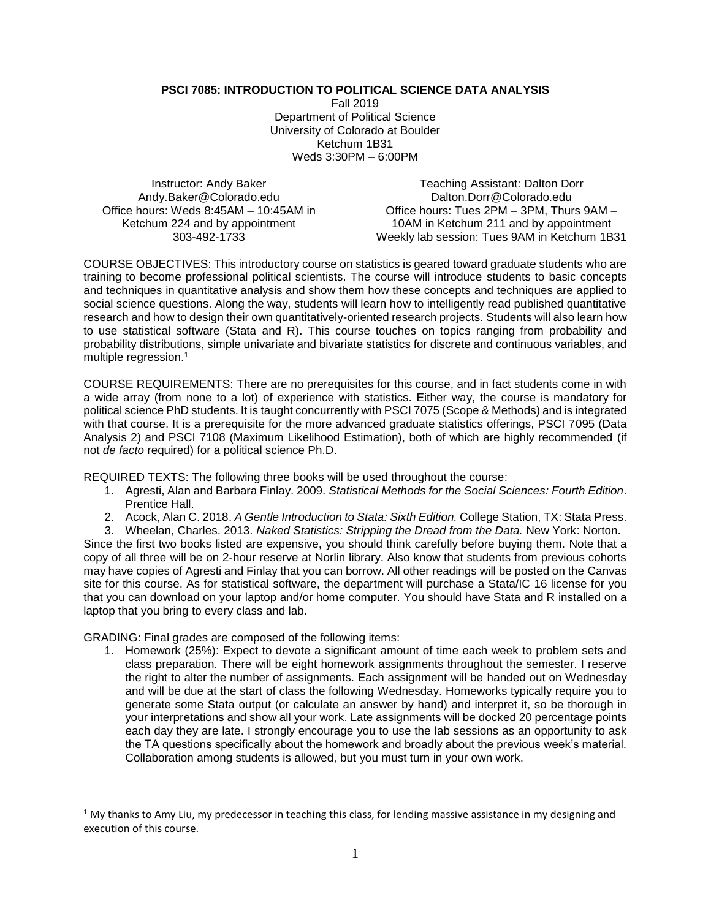# PSCI 7085: INTRODUCTION TO POLITICAL SCIENCE DATA ANALYSIS

Fall 2019
Department of Political Science
University of Colorado at Boulder
Ketchum 1B31
Weds 3:30PM – 6:00PM

Instructor: Andy Baker
Andy.Baker@Colorado.edu
Office hours: Weds 8:45AM – 10:45AM in Ketchum 224 and by appointment
303-492-1733

Teaching Assistant: Dalton Dorr
Dalton.Dorr@Colorado.edu
Office hours: Tues 2PM – 3PM, Thurs 9AM – 10AM in Ketchum 211 and by appointment
Weekly lab session: Tues 9AM in Ketchum 1B31

COURSE OBJECTIVES: This introductory course on statistics is geared toward graduate students who are training to become professional political scientists. The course will introduce students to basic concepts and techniques in quantitative analysis and show them how these concepts and techniques are applied to social science questions. Along the way, students will learn how to intelligently read published quantitative research and how to design their own quantitatively-oriented research projects. Students will also learn how to use statistical software (Stata and R). This course touches on topics ranging from probability and probability distributions, simple univariate and bivariate statistics for discrete and continuous variables, and multiple regression.[1]

COURSE REQUIREMENTS: There are no prerequisites for this course, and in fact students come in with a wide array (from none to a lot) of experience with statistics. Either way, the course is mandatory for political science PhD students. It is taught concurrently with PSCI 7075 (Scope & Methods) and is integrated with that course. It is a prerequisite for the more advanced graduate statistics offerings, PSCI 7095 (Data Analysis 2) and PSCI 7108 (Maximum Likelihood Estimation), both of which are highly recommended (if not *de facto* required) for a political science Ph.D.

REQUIRED TEXTS: The following three books will be used throughout the course:

1. Agresti, Alan and Barbara Finlay. 2009. *Statistical Methods for the Social Sciences: Fourth Edition*. Prentice Hall.
2. Acock, Alan C. 2018. *A Gentle Introduction to Stata: Sixth Edition.* College Station, TX: Stata Press.
3. Wheelan, Charles. 2013. *Naked Statistics: Stripping the Dread from the Data.* New York: Norton.

Since the first two books listed are expensive, you should think carefully before buying them. Note that a copy of all three will be on 2-hour reserve at Norlin library. Also know that students from previous cohorts may have copies of Agresti and Finlay that you can borrow. All other readings will be posted on the Canvas site for this course. As for statistical software, the department will purchase a Stata/IC 16 license for you that you can download on your laptop and/or home computer. You should have Stata and R installed on a laptop that you bring to every class and lab.

GRADING: Final grades are composed of the following items:

1. Homework (25%): Expect to devote a significant amount of time each week to problem sets and class preparation. There will be eight homework assignments throughout the semester. I reserve the right to alter the number of assignments. Each assignment will be handed out on Wednesday and will be due at the start of class the following Wednesday. Homeworks typically require you to generate some Stata output (or calculate an answer by hand) and interpret it, so be thorough in your interpretations and show all your work. Late assignments will be docked 20 percentage points each day they are late. I strongly encourage you to use the lab sessions as an opportunity to ask the TA questions specifically about the homework and broadly about the previous week's material. Collaboration among students is allowed, but you must turn in your own work.

[1] My thanks to Amy Liu, my predecessor in teaching this class, for lending massive assistance in my designing and execution of this course.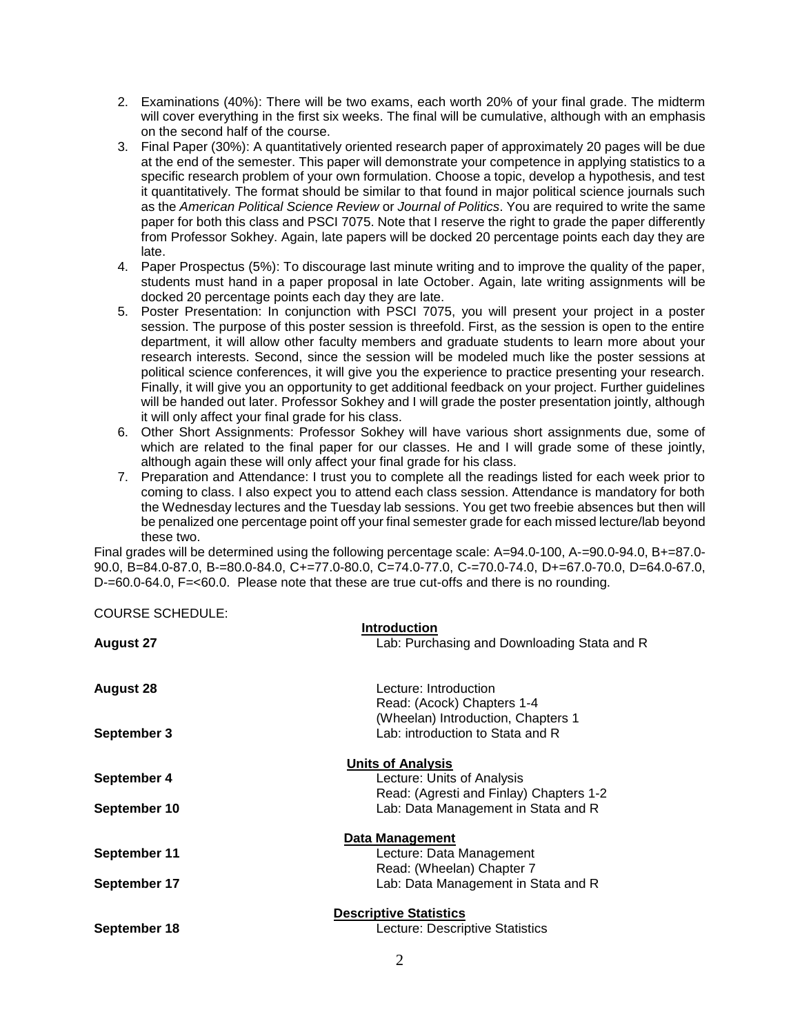2. Examinations (40%): There will be two exams, each worth 20% of your final grade. The midterm will cover everything in the first six weeks. The final will be cumulative, although with an emphasis on the second half of the course.
3. Final Paper (30%): A quantitatively oriented research paper of approximately 20 pages will be due at the end of the semester. This paper will demonstrate your competence in applying statistics to a specific research problem of your own formulation. Choose a topic, develop a hypothesis, and test it quantitatively. The format should be similar to that found in major political science journals such as the *American Political Science Review* or *Journal of Politics*. You are required to write the same paper for both this class and PSCI 7075. Note that I reserve the right to grade the paper differently from Professor Sokhey. Again, late papers will be docked 20 percentage points each day they are late.
4. Paper Prospectus (5%): To discourage last minute writing and to improve the quality of the paper, students must hand in a paper proposal in late October. Again, late writing assignments will be docked 20 percentage points each day they are late.
5. Poster Presentation: In conjunction with PSCI 7075, you will present your project in a poster session. The purpose of this poster session is threefold. First, as the session is open to the entire department, it will allow other faculty members and graduate students to learn more about your research interests. Second, since the session will be modeled much like the poster sessions at political science conferences, it will give you the experience to practice presenting your research. Finally, it will give you an opportunity to get additional feedback on your project. Further guidelines will be handed out later. Professor Sokhey and I will grade the poster presentation jointly, although it will only affect your final grade for his class.
6. Other Short Assignments: Professor Sokhey will have various short assignments due, some of which are related to the final paper for our classes. He and I will grade some of these jointly, although again these will only affect your final grade for his class.
7. Preparation and Attendance: I trust you to complete all the readings listed for each week prior to coming to class. I also expect you to attend each class session. Attendance is mandatory for both the Wednesday lectures and the Tuesday lab sessions. You get two freebie absences but then will be penalized one percentage point off your final semester grade for each missed lecture/lab beyond these two.

Final grades will be determined using the following percentage scale: A=94.0-100, A-=90.0-94.0, B+=87.0-90.0, B=84.0-87.0, B-=80.0-84.0, C+=77.0-80.0, C=74.0-77.0, C-=70.0-74.0, D+=67.0-70.0, D=64.0-67.0, D-=60.0-64.0, F=<60.0. Please note that these are true cut-offs and there is no rounding.

COURSE SCHEDULE:

**Introduction**

**August 27** — Lab: Purchasing and Downloading Stata and R

**August 28** — Lecture: Introduction
Read: (Acock) Chapters 1-4
(Wheelan) Introduction, Chapters 1

**September 3** — Lab: introduction to Stata and R

**Units of Analysis**

**September 4** — Lecture: Units of Analysis
Read: (Agresti and Finlay) Chapters 1-2

**September 10** — Lab: Data Management in Stata and R

**Data Management**

**September 11** — Lecture: Data Management
Read: (Wheelan) Chapter 7

**September 17** — Lab: Data Management in Stata and R

**Descriptive Statistics**

**September 18** — Lecture: Descriptive Statistics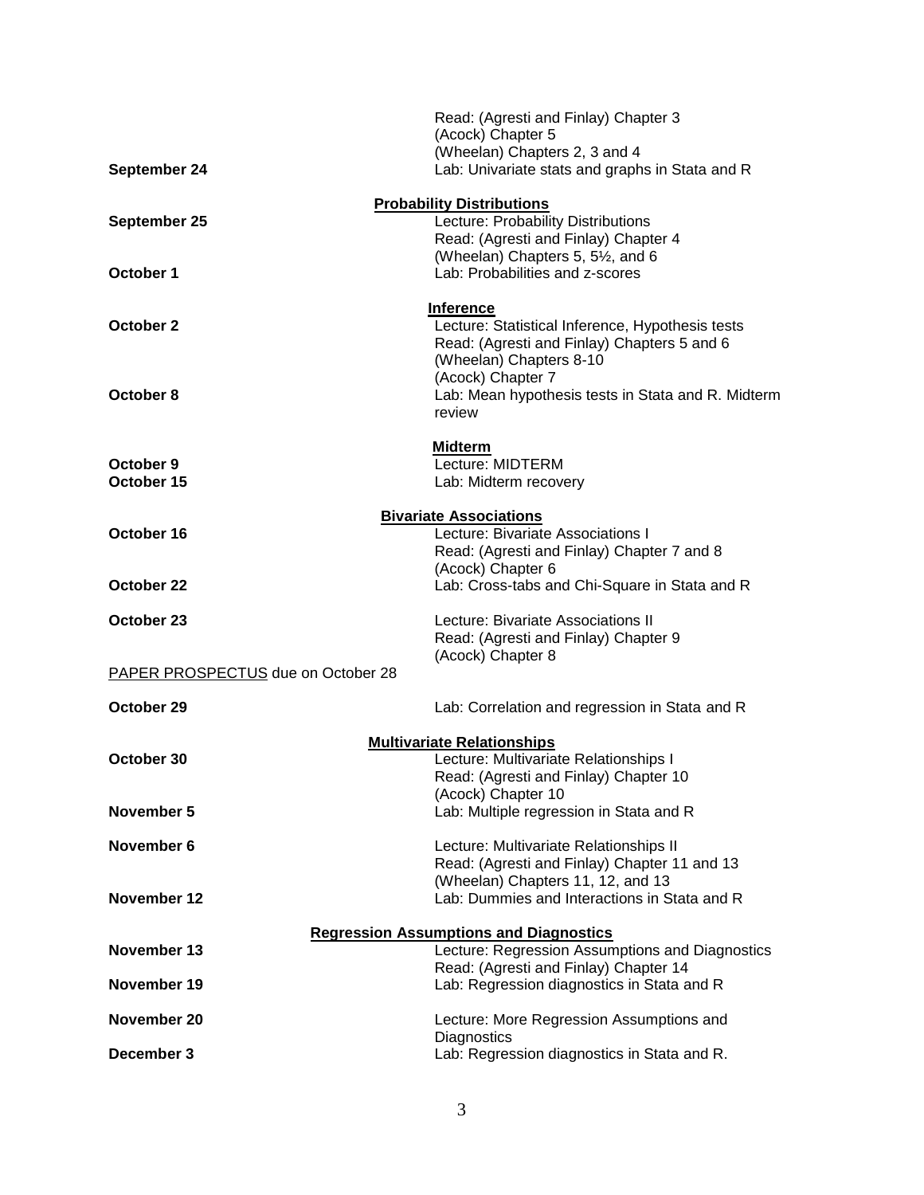| | |
|---|---|
| | Read: (Agresti and Finlay) Chapter 3 |
| | (Acock) Chapter 5 |
| | (Wheelan) Chapters 2, 3 and 4 |
| **September 24** | Lab: Univariate stats and graphs in Stata and R |

**Probability Distributions**

| | |
|---|---|
| **September 25** | Lecture: Probability Distributions |
| | Read: (Agresti and Finlay) Chapter 4 |
| | (Wheelan) Chapters 5, 5½, and 6 |
| **October 1** | Lab: Probabilities and z-scores |

**Inference**

| | |
|---|---|
| **October 2** | Lecture: Statistical Inference, Hypothesis tests |
| | Read: (Agresti and Finlay) Chapters 5 and 6 |
| | (Wheelan) Chapters 8-10 |
| | (Acock) Chapter 7 |
| **October 8** | Lab: Mean hypothesis tests in Stata and R. Midterm review |

**Midterm**

| | |
|---|---|
| **October 9** | Lecture: MIDTERM |
| **October 15** | Lab: Midterm recovery |

**Bivariate Associations**

| | |
|---|---|
| **October 16** | Lecture: Bivariate Associations I |
| | Read: (Agresti and Finlay) Chapter 7 and 8 |
| | (Acock) Chapter 6 |
| **October 22** | Lab: Cross-tabs and Chi-Square in Stata and R |
| **October 23** | Lecture: Bivariate Associations II |
| | Read: (Agresti and Finlay) Chapter 9 |
| | (Acock) Chapter 8 |

PAPER PROSPECTUS due on October 28

| | |
|---|---|
| **October 29** | Lab: Correlation and regression in Stata and R |

**Multivariate Relationships**

| | |
|---|---|
| **October 30** | Lecture: Multivariate Relationships I |
| | Read: (Agresti and Finlay) Chapter 10 |
| | (Acock) Chapter 10 |
| **November 5** | Lab: Multiple regression in Stata and R |
| **November 6** | Lecture: Multivariate Relationships II |
| | Read: (Agresti and Finlay) Chapter 11 and 13 |
| | (Wheelan) Chapters 11, 12, and 13 |
| **November 12** | Lab: Dummies and Interactions in Stata and R |

**Regression Assumptions and Diagnostics**

| | |
|---|---|
| **November 13** | Lecture: Regression Assumptions and Diagnostics |
| | Read: (Agresti and Finlay) Chapter 14 |
| **November 19** | Lab: Regression diagnostics in Stata and R |
| **November 20** | Lecture: More Regression Assumptions and Diagnostics |
| **December 3** | Lab: Regression diagnostics in Stata and R. |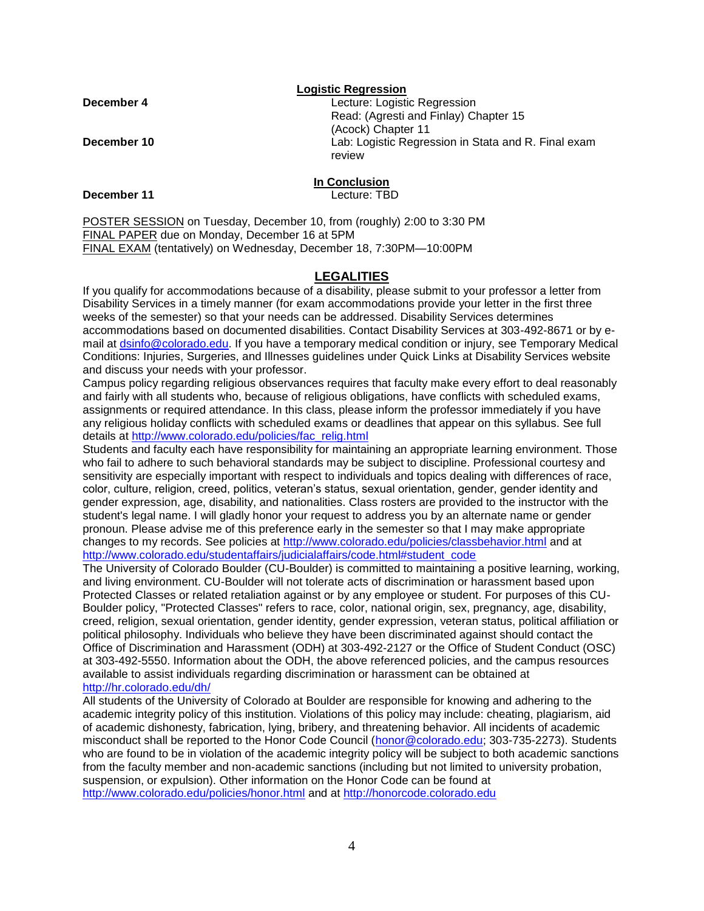**Logistic Regression**

**December 4**
Lecture: Logistic Regression
Read: (Agresti and Finlay) Chapter 15
(Acock) Chapter 11

**December 10**
Lab: Logistic Regression in Stata and R. Final exam review

**In Conclusion**

**December 11**
Lecture: TBD

POSTER SESSION on Tuesday, December 10, from (roughly) 2:00 to 3:30 PM
FINAL PAPER due on Monday, December 16 at 5PM
FINAL EXAM (tentatively) on Wednesday, December 18, 7:30PM—10:00PM

## LEGALITIES

If you qualify for accommodations because of a disability, please submit to your professor a letter from Disability Services in a timely manner (for exam accommodations provide your letter in the first three weeks of the semester) so that your needs can be addressed. Disability Services determines accommodations based on documented disabilities. Contact Disability Services at 303-492-8671 or by e-mail at dsinfo@colorado.edu. If you have a temporary medical condition or injury, see Temporary Medical Conditions: Injuries, Surgeries, and Illnesses guidelines under Quick Links at Disability Services website and discuss your needs with your professor.

Campus policy regarding religious observances requires that faculty make every effort to deal reasonably and fairly with all students who, because of religious obligations, have conflicts with scheduled exams, assignments or required attendance. In this class, please inform the professor immediately if you have any religious holiday conflicts with scheduled exams or deadlines that appear on this syllabus. See full details at http://www.colorado.edu/policies/fac_relig.html

Students and faculty each have responsibility for maintaining an appropriate learning environment. Those who fail to adhere to such behavioral standards may be subject to discipline. Professional courtesy and sensitivity are especially important with respect to individuals and topics dealing with differences of race, color, culture, religion, creed, politics, veteran's status, sexual orientation, gender, gender identity and gender expression, age, disability, and nationalities. Class rosters are provided to the instructor with the student's legal name. I will gladly honor your request to address you by an alternate name or gender pronoun. Please advise me of this preference early in the semester so that I may make appropriate changes to my records. See policies at http://www.colorado.edu/policies/classbehavior.html and at http://www.colorado.edu/studentaffairs/judicialaffairs/code.html#student_code

The University of Colorado Boulder (CU-Boulder) is committed to maintaining a positive learning, working, and living environment. CU-Boulder will not tolerate acts of discrimination or harassment based upon Protected Classes or related retaliation against or by any employee or student. For purposes of this CU-Boulder policy, "Protected Classes" refers to race, color, national origin, sex, pregnancy, age, disability, creed, religion, sexual orientation, gender identity, gender expression, veteran status, political affiliation or political philosophy. Individuals who believe they have been discriminated against should contact the Office of Discrimination and Harassment (ODH) at 303-492-2127 or the Office of Student Conduct (OSC) at 303-492-5550. Information about the ODH, the above referenced policies, and the campus resources available to assist individuals regarding discrimination or harassment can be obtained at http://hr.colorado.edu/dh/

All students of the University of Colorado at Boulder are responsible for knowing and adhering to the academic integrity policy of this institution. Violations of this policy may include: cheating, plagiarism, aid of academic dishonesty, fabrication, lying, bribery, and threatening behavior. All incidents of academic misconduct shall be reported to the Honor Code Council (honor@colorado.edu; 303-735-2273). Students who are found to be in violation of the academic integrity policy will be subject to both academic sanctions from the faculty member and non-academic sanctions (including but not limited to university probation, suspension, or expulsion). Other information on the Honor Code can be found at http://www.colorado.edu/policies/honor.html and at http://honorcode.colorado.edu